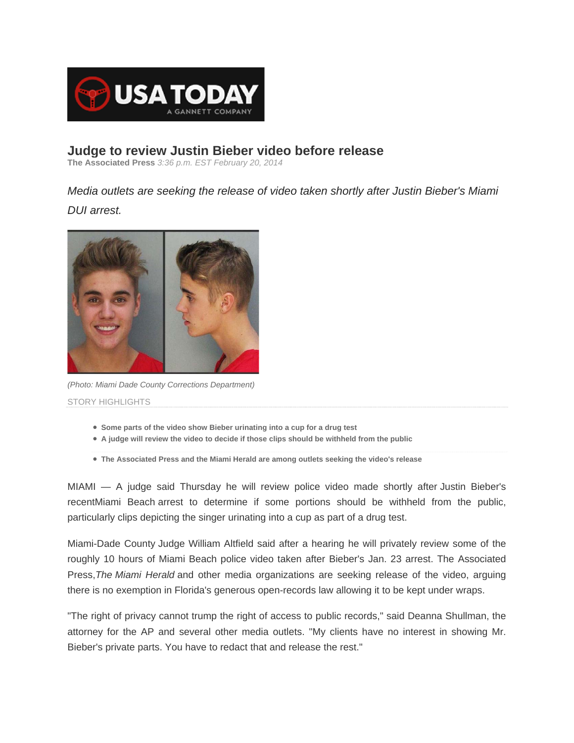USA TODAY
A GANNETT COMPANY

## Judge to review Justin Bieber video before release

**The Associated Press** *3:36 p.m. EST February 20, 2014*

*Media outlets are seeking the release of video taken shortly after Justin Bieber's Miami DUI arrest.*

*(Photo: Miami Dade County Corrections Department)*

STORY HIGHLIGHTS

- **Some parts of the video show Bieber urinating into a cup for a drug test**
- **A judge will review the video to decide if those clips should be withheld from the public**
- **The Associated Press and the Miami Herald are among outlets seeking the video's release**

MIAMI — A judge said Thursday he will review police video made shortly after Justin Bieber's recentMiami Beach arrest to determine if some portions should be withheld from the public, particularly clips depicting the singer urinating into a cup as part of a drug test.

Miami-Dade County Judge William Altfield said after a hearing he will privately review some of the roughly 10 hours of Miami Beach police video taken after Bieber's Jan. 23 arrest. The Associated Press,*The Miami Herald* and other media organizations are seeking release of the video, arguing there is no exemption in Florida's generous open-records law allowing it to be kept under wraps.

"The right of privacy cannot trump the right of access to public records," said Deanna Shullman, the attorney for the AP and several other media outlets. "My clients have no interest in showing Mr. Bieber's private parts. You have to redact that and release the rest."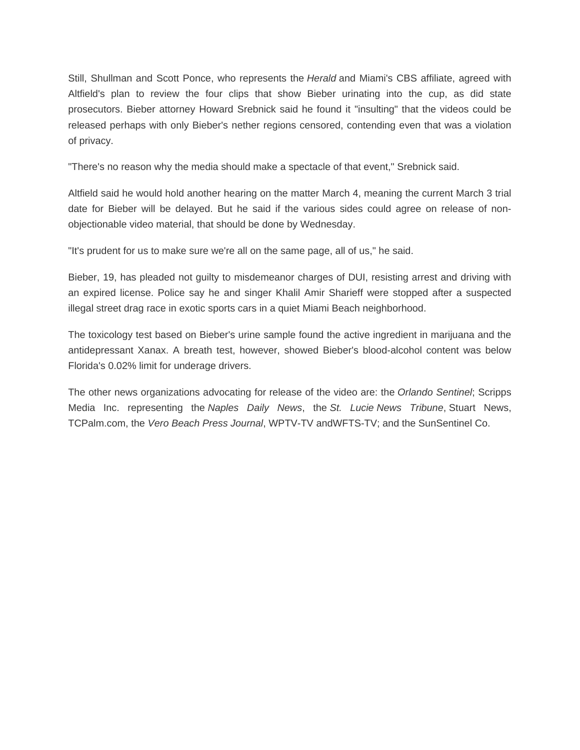Still, Shullman and Scott Ponce, who represents the *Herald* and Miami's CBS affiliate, agreed with Altfield's plan to review the four clips that show Bieber urinating into the cup, as did state prosecutors. Bieber attorney Howard Srebnick said he found it "insulting" that the videos could be released perhaps with only Bieber's nether regions censored, contending even that was a violation of privacy.

"There's no reason why the media should make a spectacle of that event," Srebnick said.

Altfield said he would hold another hearing on the matter March 4, meaning the current March 3 trial date for Bieber will be delayed. But he said if the various sides could agree on release of non-objectionable video material, that should be done by Wednesday.

"It's prudent for us to make sure we're all on the same page, all of us," he said.

Bieber, 19, has pleaded not guilty to misdemeanor charges of DUI, resisting arrest and driving with an expired license. Police say he and singer Khalil Amir Sharieff were stopped after a suspected illegal street drag race in exotic sports cars in a quiet Miami Beach neighborhood.

The toxicology test based on Bieber's urine sample found the active ingredient in marijuana and the antidepressant Xanax. A breath test, however, showed Bieber's blood-alcohol content was below Florida's 0.02% limit for underage drivers.

The other news organizations advocating for release of the video are: the *Orlando Sentinel*; Scripps Media Inc. representing the *Naples Daily News*, the *St. Lucie News Tribune*, Stuart News, TCPalm.com, the *Vero Beach Press Journal*, WPTV-TV andWFTS-TV; and the SunSentinel Co.